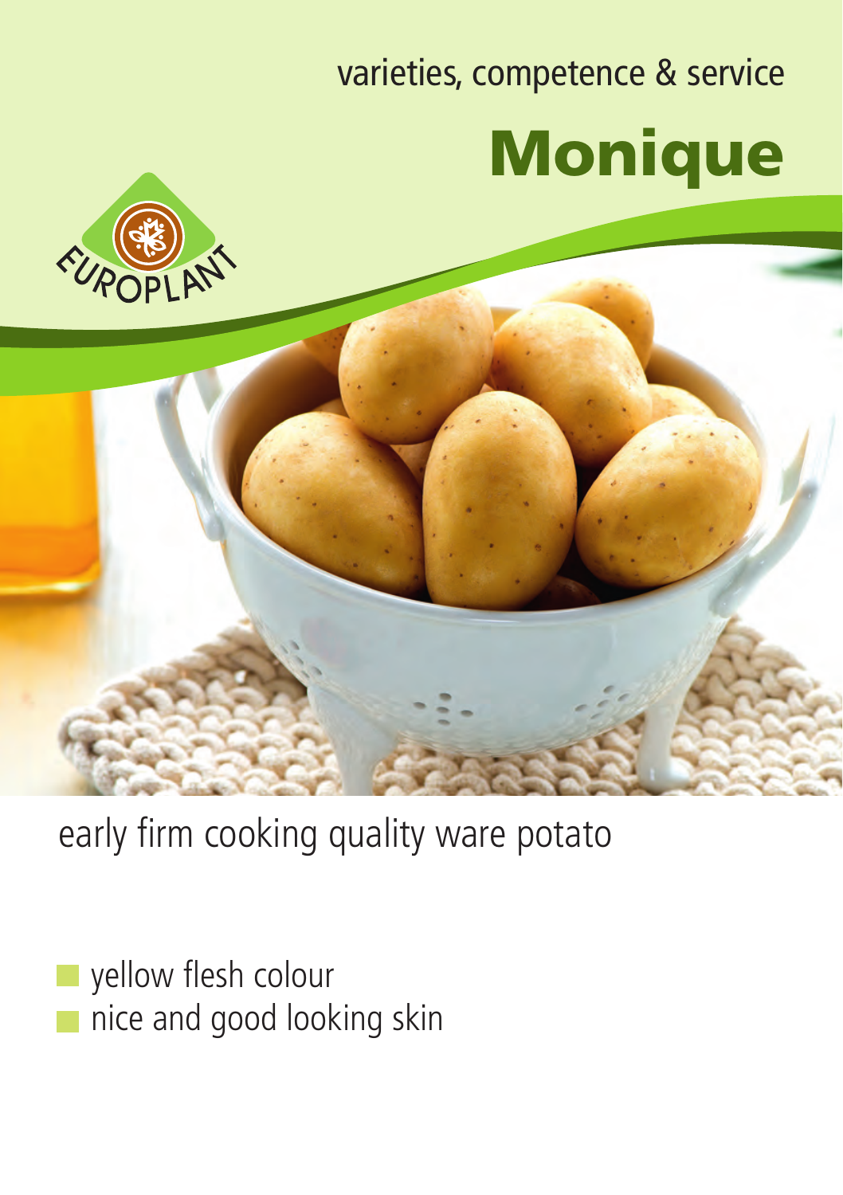varieties, competence & service

# Monique

EUROPLANT

early firm cooking quality ware potato

- yellow flesh colour
- nice and good looking skin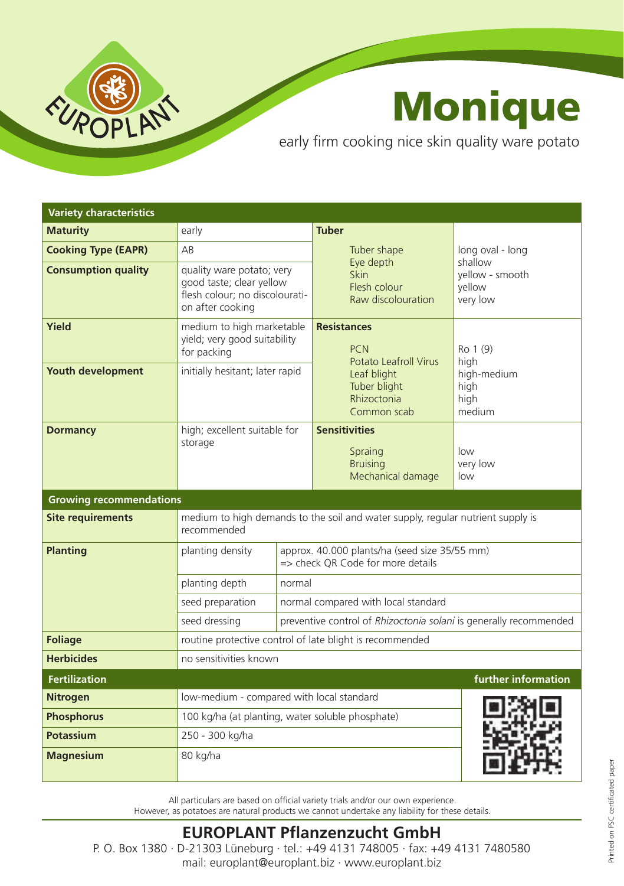EUROPLANT

# Monique

early firm cooking nice skin quality ware potato

| Variety characteristics | | | |
|---|---|---|---|
| **Maturity** | early | **Tuber** | |
| **Cooking Type (EAPR)** | AB | Tuber shape<br>Eye depth<br>Skin<br>Flesh colour<br>Raw discolouration | long oval - long<br>shallow<br>yellow - smooth<br>yellow<br>very low |
| **Consumption quality** | quality ware potato; very good taste; clear yellow flesh colour; no discolouration after cooking | | |
| **Yield** | medium to high marketable yield; very good suitability for packing | **Resistances** | |
| **Youth development** | initially hesitant; later rapid | PCN<br>Potato Leafroll Virus<br>Leaf blight<br>Tuber blight<br>Rhizoctonia<br>Common scab | Ro 1 (9)<br>high<br>high-medium<br>high<br>high<br>medium |
| **Dormancy** | high; excellent suitable for storage | **Sensitivities** | |
| | | Spraing<br>Bruising<br>Mechanical damage | low<br>very low<br>low |

| Growing recommendations | | |
|---|---|---|
| **Site requirements** | medium to high demands to the soil and water supply, regular nutrient supply is recommended | |
| **Planting** | planting density | approx. 40.000 plants/ha (seed size 35/55 mm)<br>=> check QR Code for more details |
| | planting depth | normal |
| | seed preparation | normal compared with local standard |
| | seed dressing | preventive control of *Rhizoctonia solani* is generally recommended |
| **Foliage** | routine protective control of late blight is recommended | |
| **Herbicides** | no sensitivities known | |

| Fertilization | | further information |
|---|---|---|
| **Nitrogen** | low-medium - compared with local standard | |
| **Phosphorus** | 100 kg/ha (at planting, water soluble phosphate) | |
| **Potassium** | 250 - 300 kg/ha | |
| **Magnesium** | 80 kg/ha | |

All particulars are based on official variety trials and/or our own experience.
However, as potatoes are natural products we cannot undertake any liability for these details.

## EUROPLANT Pflanzenzucht GmbH

P. O. Box 1380 · D-21303 Lüneburg · tel.: +49 4131 748005 · fax: +49 4131 7480580
mail: europlant@europlant.biz · www.europlant.biz

Printed on FSC certificated paper